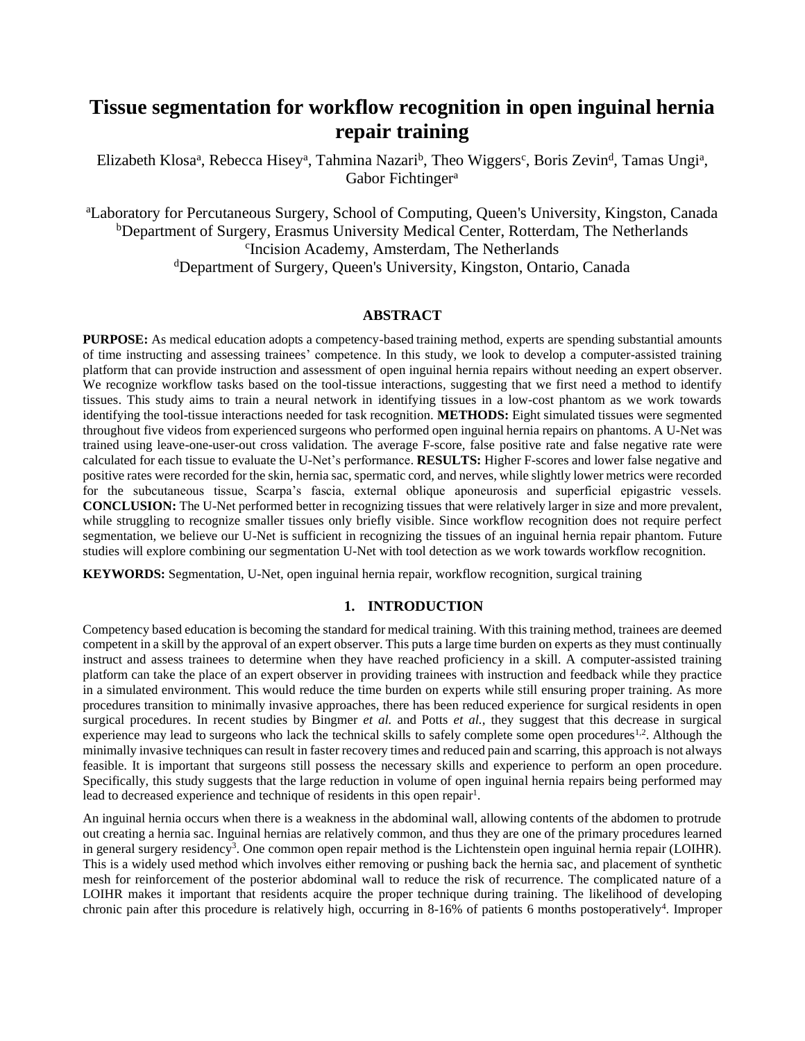# Tissue segmentation for workflow recognition in open inguinal hernia repair training

Elizabeth Klosa[a], Rebecca Hisey[a], Tahmina Nazari[b], Theo Wiggers[c], Boris Zevin[d], Tamas Ungi[a], Gabor Fichtinger[a]

[a]Laboratory for Percutaneous Surgery, School of Computing, Queen's University, Kingston, Canada
[b]Department of Surgery, Erasmus University Medical Center, Rotterdam, The Netherlands
[c]Incision Academy, Amsterdam, The Netherlands
[d]Department of Surgery, Queen's University, Kingston, Ontario, Canada

## ABSTRACT

**PURPOSE:** As medical education adopts a competency-based training method, experts are spending substantial amounts of time instructing and assessing trainees' competence. In this study, we look to develop a computer-assisted training platform that can provide instruction and assessment of open inguinal hernia repairs without needing an expert observer. We recognize workflow tasks based on the tool-tissue interactions, suggesting that we first need a method to identify tissues. This study aims to train a neural network in identifying tissues in a low-cost phantom as we work towards identifying the tool-tissue interactions needed for task recognition. **METHODS:** Eight simulated tissues were segmented throughout five videos from experienced surgeons who performed open inguinal hernia repairs on phantoms. A U-Net was trained using leave-one-user-out cross validation. The average F-score, false positive rate and false negative rate were calculated for each tissue to evaluate the U-Net's performance. **RESULTS:** Higher F-scores and lower false negative and positive rates were recorded for the skin, hernia sac, spermatic cord, and nerves, while slightly lower metrics were recorded for the subcutaneous tissue, Scarpa's fascia, external oblique aponeurosis and superficial epigastric vessels. **CONCLUSION:** The U-Net performed better in recognizing tissues that were relatively larger in size and more prevalent, while struggling to recognize smaller tissues only briefly visible. Since workflow recognition does not require perfect segmentation, we believe our U-Net is sufficient in recognizing the tissues of an inguinal hernia repair phantom. Future studies will explore combining our segmentation U-Net with tool detection as we work towards workflow recognition.

**KEYWORDS:** Segmentation, U-Net, open inguinal hernia repair, workflow recognition, surgical training

## 1. INTRODUCTION

Competency based education is becoming the standard for medical training. With this training method, trainees are deemed competent in a skill by the approval of an expert observer. This puts a large time burden on experts as they must continually instruct and assess trainees to determine when they have reached proficiency in a skill. A computer-assisted training platform can take the place of an expert observer in providing trainees with instruction and feedback while they practice in a simulated environment. This would reduce the time burden on experts while still ensuring proper training. As more procedures transition to minimally invasive approaches, there has been reduced experience for surgical residents in open surgical procedures. In recent studies by Bingmer *et al.* and Potts *et al.*, they suggest that this decrease in surgical experience may lead to surgeons who lack the technical skills to safely complete some open procedures[1,2]. Although the minimally invasive techniques can result in faster recovery times and reduced pain and scarring, this approach is not always feasible. It is important that surgeons still possess the necessary skills and experience to perform an open procedure. Specifically, this study suggests that the large reduction in volume of open inguinal hernia repairs being performed may lead to decreased experience and technique of residents in this open repair[1].

An inguinal hernia occurs when there is a weakness in the abdominal wall, allowing contents of the abdomen to protrude out creating a hernia sac. Inguinal hernias are relatively common, and thus they are one of the primary procedures learned in general surgery residency[3]. One common open repair method is the Lichtenstein open inguinal hernia repair (LOIHR). This is a widely used method which involves either removing or pushing back the hernia sac, and placement of synthetic mesh for reinforcement of the posterior abdominal wall to reduce the risk of recurrence. The complicated nature of a LOIHR makes it important that residents acquire the proper technique during training. The likelihood of developing chronic pain after this procedure is relatively high, occurring in 8-16% of patients 6 months postoperatively[4]. Improper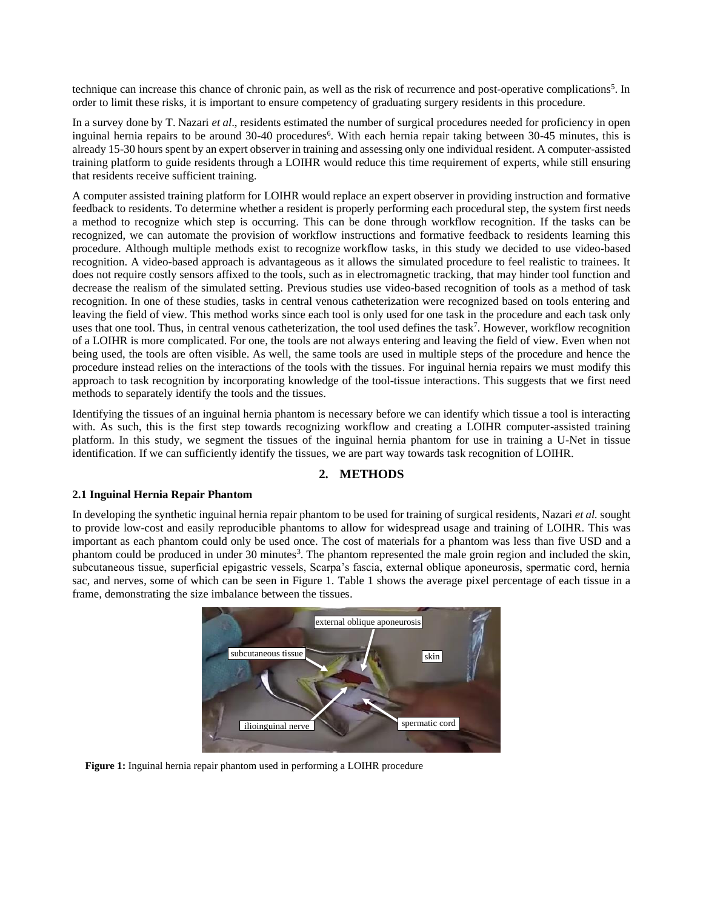technique can increase this chance of chronic pain, as well as the risk of recurrence and post-operative complications[5]. In order to limit these risks, it is important to ensure competency of graduating surgery residents in this procedure.

In a survey done by T. Nazari *et al*., residents estimated the number of surgical procedures needed for proficiency in open inguinal hernia repairs to be around 30-40 procedures[6]. With each hernia repair taking between 30-45 minutes, this is already 15-30 hours spent by an expert observer in training and assessing only one individual resident. A computer-assisted training platform to guide residents through a LOIHR would reduce this time requirement of experts, while still ensuring that residents receive sufficient training.

A computer assisted training platform for LOIHR would replace an expert observer in providing instruction and formative feedback to residents. To determine whether a resident is properly performing each procedural step, the system first needs a method to recognize which step is occurring. This can be done through workflow recognition. If the tasks can be recognized, we can automate the provision of workflow instructions and formative feedback to residents learning this procedure. Although multiple methods exist to recognize workflow tasks, in this study we decided to use video-based recognition. A video-based approach is advantageous as it allows the simulated procedure to feel realistic to trainees. It does not require costly sensors affixed to the tools, such as in electromagnetic tracking, that may hinder tool function and decrease the realism of the simulated setting. Previous studies use video-based recognition of tools as a method of task recognition. In one of these studies, tasks in central venous catheterization were recognized based on tools entering and leaving the field of view. This method works since each tool is only used for one task in the procedure and each task only uses that one tool. Thus, in central venous catheterization, the tool used defines the task[7]. However, workflow recognition of a LOIHR is more complicated. For one, the tools are not always entering and leaving the field of view. Even when not being used, the tools are often visible. As well, the same tools are used in multiple steps of the procedure and hence the procedure instead relies on the interactions of the tools with the tissues. For inguinal hernia repairs we must modify this approach to task recognition by incorporating knowledge of the tool-tissue interactions. This suggests that we first need methods to separately identify the tools and the tissues.

Identifying the tissues of an inguinal hernia phantom is necessary before we can identify which tissue a tool is interacting with. As such, this is the first step towards recognizing workflow and creating a LOIHR computer-assisted training platform. In this study, we segment the tissues of the inguinal hernia phantom for use in training a U-Net in tissue identification. If we can sufficiently identify the tissues, we are part way towards task recognition of LOIHR.

## 2. METHODS

### 2.1 Inguinal Hernia Repair Phantom

In developing the synthetic inguinal hernia repair phantom to be used for training of surgical residents, Nazari *et al.* sought to provide low-cost and easily reproducible phantoms to allow for widespread usage and training of LOIHR. This was important as each phantom could only be used once. The cost of materials for a phantom was less than five USD and a phantom could be produced in under 30 minutes[3]. The phantom represented the male groin region and included the skin, subcutaneous tissue, superficial epigastric vessels, Scarpa's fascia, external oblique aponeurosis, spermatic cord, hernia sac, and nerves, some of which can be seen in Figure 1. Table 1 shows the average pixel percentage of each tissue in a frame, demonstrating the size imbalance between the tissues.

**Figure 1:** Inguinal hernia repair phantom used in performing a LOIHR procedure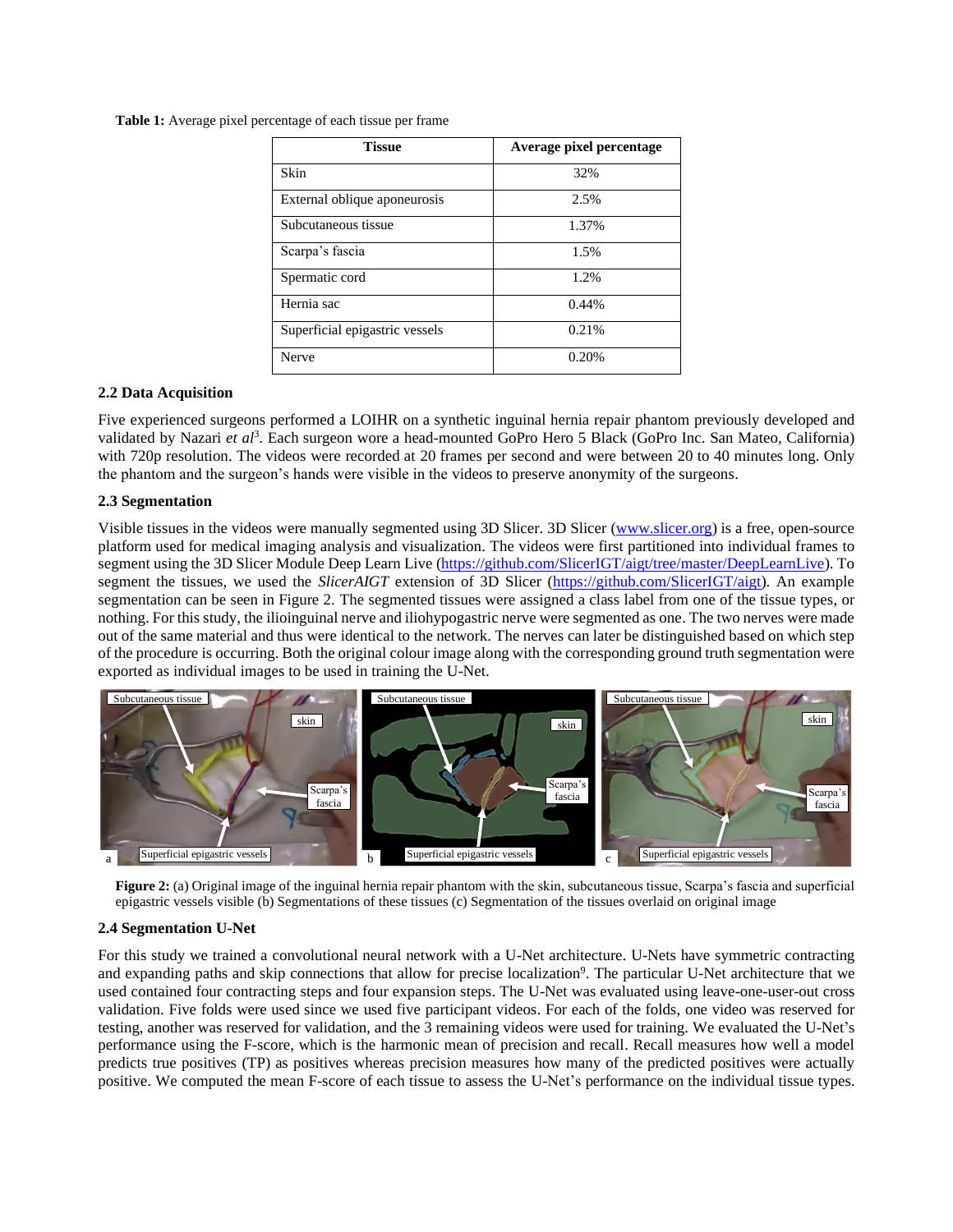**Table 1:** Average pixel percentage of each tissue per frame

| Tissue | Average pixel percentage |
|---|---|
| Skin | 32% |
| External oblique aponeurosis | 2.5% |
| Subcutaneous tissue | 1.37% |
| Scarpa's fascia | 1.5% |
| Spermatic cord | 1.2% |
| Hernia sac | 0.44% |
| Superficial epigastric vessels | 0.21% |
| Nerve | 0.20% |

### 2.2 Data Acquisition

Five experienced surgeons performed a LOIHR on a synthetic inguinal hernia repair phantom previously developed and validated by Nazari *et al*[3]. Each surgeon wore a head-mounted GoPro Hero 5 Black (GoPro Inc. San Mateo, California) with 720p resolution. The videos were recorded at 20 frames per second and were between 20 to 40 minutes long. Only the phantom and the surgeon's hands were visible in the videos to preserve anonymity of the surgeons.

### 2.3 Segmentation

Visible tissues in the videos were manually segmented using 3D Slicer. 3D Slicer (www.slicer.org) is a free, open-source platform used for medical imaging analysis and visualization. The videos were first partitioned into individual frames to segment using the 3D Slicer Module Deep Learn Live (https://github.com/SlicerIGT/aigt/tree/master/DeepLearnLive). To segment the tissues, we used the *SlicerAIGT* extension of 3D Slicer (https://github.com/SlicerIGT/aigt). An example segmentation can be seen in Figure 2. The segmented tissues were assigned a class label from one of the tissue types, or nothing. For this study, the ilioinguinal nerve and iliohypogastric nerve were segmented as one. The two nerves were made out of the same material and thus were identical to the network. The nerves can later be distinguished based on which step of the procedure is occurring. Both the original colour image along with the corresponding ground truth segmentation were exported as individual images to be used in training the U-Net.

**Figure 2:** (a) Original image of the inguinal hernia repair phantom with the skin, subcutaneous tissue, Scarpa's fascia and superficial epigastric vessels visible (b) Segmentations of these tissues (c) Segmentation of the tissues overlaid on original image

### 2.4 Segmentation U-Net

For this study we trained a convolutional neural network with a U-Net architecture. U-Nets have symmetric contracting and expanding paths and skip connections that allow for precise localization[9]. The particular U-Net architecture that we used contained four contracting steps and four expansion steps. The U-Net was evaluated using leave-one-user-out cross validation. Five folds were used since we used five participant videos. For each of the folds, one video was reserved for testing, another was reserved for validation, and the 3 remaining videos were used for training. We evaluated the U-Net's performance using the F-score, which is the harmonic mean of precision and recall. Recall measures how well a model predicts true positives (TP) as positives whereas precision measures how many of the predicted positives were actually positive. We computed the mean F-score of each tissue to assess the U-Net's performance on the individual tissue types.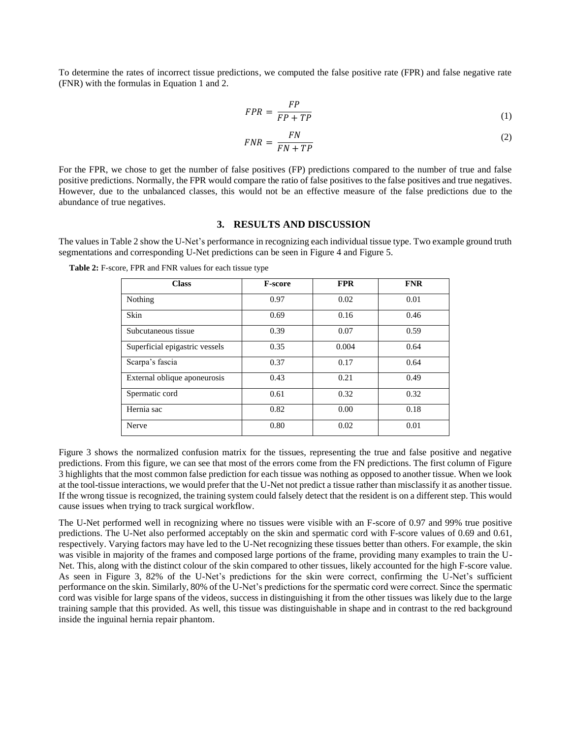To determine the rates of incorrect tissue predictions, we computed the false positive rate (FPR) and false negative rate (FNR) with the formulas in Equation 1 and 2.

$$FPR = \frac{FP}{FP + TP} \tag{1}$$

$$FNR = \frac{FN}{FN + TP} \tag{2}$$

For the FPR, we chose to get the number of false positives (FP) predictions compared to the number of true and false positive predictions. Normally, the FPR would compare the ratio of false positives to the false positives and true negatives. However, due to the unbalanced classes, this would not be an effective measure of the false predictions due to the abundance of true negatives.

## 3. RESULTS AND DISCUSSION

The values in Table 2 show the U-Net's performance in recognizing each individual tissue type. Two example ground truth segmentations and corresponding U-Net predictions can be seen in Figure 4 and Figure 5.

**Table 2:** F-score, FPR and FNR values for each tissue type

| Class | F-score | FPR | FNR |
| --- | --- | --- | --- |
| Nothing | 0.97 | 0.02 | 0.01 |
| Skin | 0.69 | 0.16 | 0.46 |
| Subcutaneous tissue | 0.39 | 0.07 | 0.59 |
| Superficial epigastric vessels | 0.35 | 0.004 | 0.64 |
| Scarpa's fascia | 0.37 | 0.17 | 0.64 |
| External oblique aponeurosis | 0.43 | 0.21 | 0.49 |
| Spermatic cord | 0.61 | 0.32 | 0.32 |
| Hernia sac | 0.82 | 0.00 | 0.18 |
| Nerve | 0.80 | 0.02 | 0.01 |

Figure 3 shows the normalized confusion matrix for the tissues, representing the true and false positive and negative predictions. From this figure, we can see that most of the errors come from the FN predictions. The first column of Figure 3 highlights that the most common false prediction for each tissue was nothing as opposed to another tissue. When we look at the tool-tissue interactions, we would prefer that the U-Net not predict a tissue rather than misclassify it as another tissue. If the wrong tissue is recognized, the training system could falsely detect that the resident is on a different step. This would cause issues when trying to track surgical workflow.

The U-Net performed well in recognizing where no tissues were visible with an F-score of 0.97 and 99% true positive predictions. The U-Net also performed acceptably on the skin and spermatic cord with F-score values of 0.69 and 0.61, respectively. Varying factors may have led to the U-Net recognizing these tissues better than others. For example, the skin was visible in majority of the frames and composed large portions of the frame, providing many examples to train the U-Net. This, along with the distinct colour of the skin compared to other tissues, likely accounted for the high F-score value. As seen in Figure 3, 82% of the U-Net's predictions for the skin were correct, confirming the U-Net's sufficient performance on the skin. Similarly, 80% of the U-Net's predictions for the spermatic cord were correct. Since the spermatic cord was visible for large spans of the videos, success in distinguishing it from the other tissues was likely due to the large training sample that this provided. As well, this tissue was distinguishable in shape and in contrast to the red background inside the inguinal hernia repair phantom.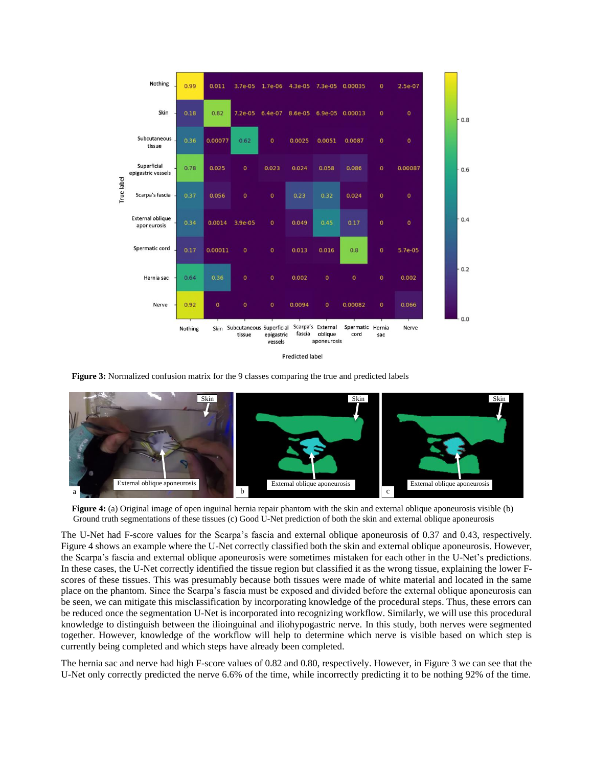**Figure 3:** Normalized confusion matrix for the 9 classes comparing the true and predicted labels

**Figure 4:** (a) Original image of open inguinal hernia repair phantom with the skin and external oblique aponeurosis visible (b) Ground truth segmentations of these tissues (c) Good U-Net prediction of both the skin and external oblique aponeurosis

The U-Net had F-score values for the Scarpa's fascia and external oblique aponeurosis of 0.37 and 0.43, respectively. Figure 4 shows an example where the U-Net correctly classified both the skin and external oblique aponeurosis. However, the Scarpa's fascia and external oblique aponeurosis were sometimes mistaken for each other in the U-Net's predictions. In these cases, the U-Net correctly identified the tissue region but classified it as the wrong tissue, explaining the lower F-scores of these tissues. This was presumably because both tissues were made of white material and located in the same place on the phantom. Since the Scarpa's fascia must be exposed and divided before the external oblique aponeurosis can be seen, we can mitigate this misclassification by incorporating knowledge of the procedural steps. Thus, these errors can be reduced once the segmentation U-Net is incorporated into recognizing workflow. Similarly, we will use this procedural knowledge to distinguish between the ilioinguinal and iliohypogastric nerve. In this study, both nerves were segmented together. However, knowledge of the workflow will help to determine which nerve is visible based on which step is currently being completed and which steps have already been completed.

The hernia sac and nerve had high F-score values of 0.82 and 0.80, respectively. However, in Figure 3 we can see that the U-Net only correctly predicted the nerve 6.6% of the time, while incorrectly predicting it to be nothing 92% of the time.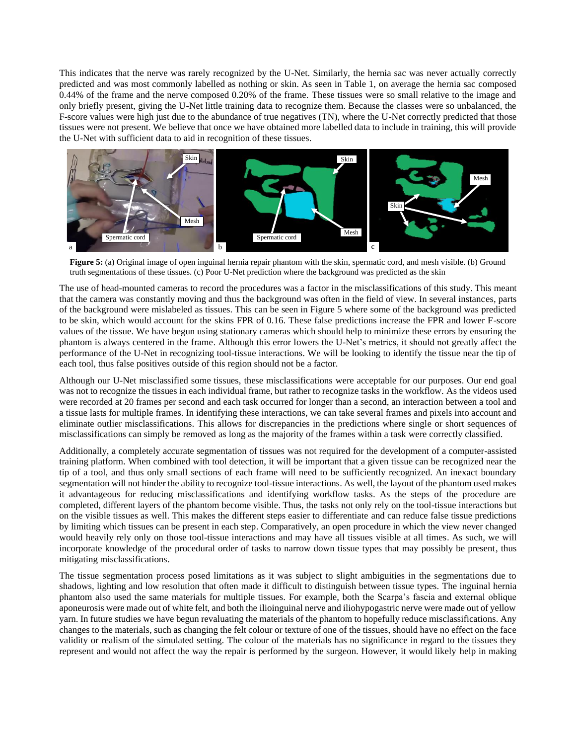This indicates that the nerve was rarely recognized by the U-Net. Similarly, the hernia sac was never actually correctly predicted and was most commonly labelled as nothing or skin. As seen in Table 1, on average the hernia sac composed 0.44% of the frame and the nerve composed 0.20% of the frame. These tissues were so small relative to the image and only briefly present, giving the U-Net little training data to recognize them. Because the classes were so unbalanced, the F-score values were high just due to the abundance of true negatives (TN), where the U-Net correctly predicted that those tissues were not present. We believe that once we have obtained more labelled data to include in training, this will provide the U-Net with sufficient data to aid in recognition of these tissues.

**Figure 5:** (a) Original image of open inguinal hernia repair phantom with the skin, spermatic cord, and mesh visible. (b) Ground truth segmentations of these tissues. (c) Poor U-Net prediction where the background was predicted as the skin

The use of head-mounted cameras to record the procedures was a factor in the misclassifications of this study. This meant that the camera was constantly moving and thus the background was often in the field of view. In several instances, parts of the background were mislabeled as tissues. This can be seen in Figure 5 where some of the background was predicted to be skin, which would account for the skins FPR of 0.16. These false predictions increase the FPR and lower F-score values of the tissue. We have begun using stationary cameras which should help to minimize these errors by ensuring the phantom is always centered in the frame. Although this error lowers the U-Net's metrics, it should not greatly affect the performance of the U-Net in recognizing tool-tissue interactions. We will be looking to identify the tissue near the tip of each tool, thus false positives outside of this region should not be a factor.

Although our U-Net misclassified some tissues, these misclassifications were acceptable for our purposes. Our end goal was not to recognize the tissues in each individual frame, but rather to recognize tasks in the workflow. As the videos used were recorded at 20 frames per second and each task occurred for longer than a second, an interaction between a tool and a tissue lasts for multiple frames. In identifying these interactions, we can take several frames and pixels into account and eliminate outlier misclassifications. This allows for discrepancies in the predictions where single or short sequences of misclassifications can simply be removed as long as the majority of the frames within a task were correctly classified.

Additionally, a completely accurate segmentation of tissues was not required for the development of a computer-assisted training platform. When combined with tool detection, it will be important that a given tissue can be recognized near the tip of a tool, and thus only small sections of each frame will need to be sufficiently recognized. An inexact boundary segmentation will not hinder the ability to recognize tool-tissue interactions. As well, the layout of the phantom used makes it advantageous for reducing misclassifications and identifying workflow tasks. As the steps of the procedure are completed, different layers of the phantom become visible. Thus, the tasks not only rely on the tool-tissue interactions but on the visible tissues as well. This makes the different steps easier to differentiate and can reduce false tissue predictions by limiting which tissues can be present in each step. Comparatively, an open procedure in which the view never changed would heavily rely only on those tool-tissue interactions and may have all tissues visible at all times. As such, we will incorporate knowledge of the procedural order of tasks to narrow down tissue types that may possibly be present, thus mitigating misclassifications.

The tissue segmentation process posed limitations as it was subject to slight ambiguities in the segmentations due to shadows, lighting and low resolution that often made it difficult to distinguish between tissue types. The inguinal hernia phantom also used the same materials for multiple tissues. For example, both the Scarpa's fascia and external oblique aponeurosis were made out of white felt, and both the ilioinguinal nerve and iliohypogastric nerve were made out of yellow yarn. In future studies we have begun revaluating the materials of the phantom to hopefully reduce misclassifications. Any changes to the materials, such as changing the felt colour or texture of one of the tissues, should have no effect on the face validity or realism of the simulated setting. The colour of the materials has no significance in regard to the tissues they represent and would not affect the way the repair is performed by the surgeon. However, it would likely help in making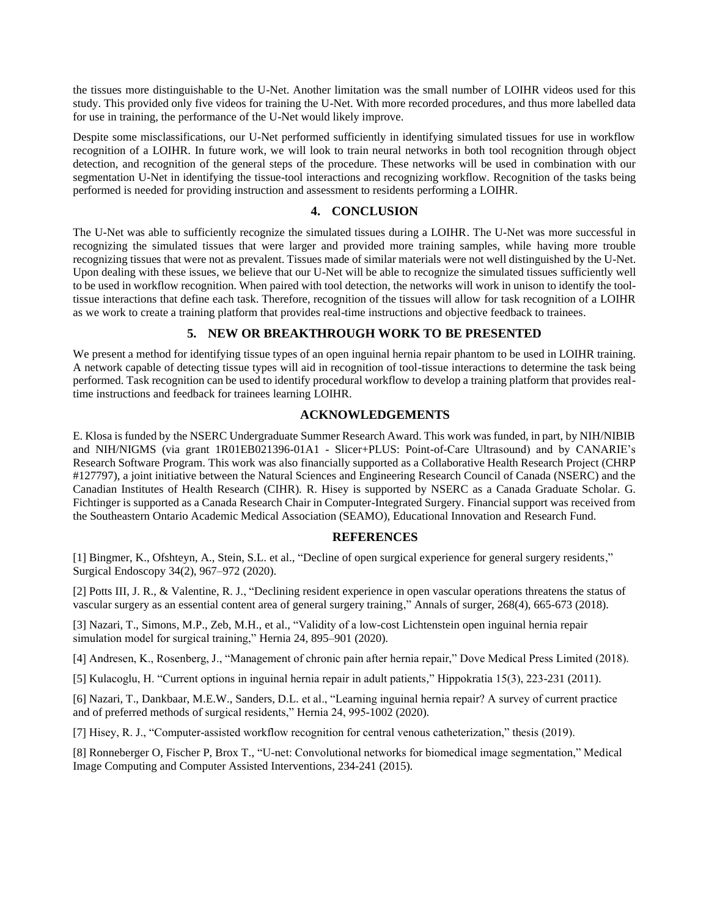the tissues more distinguishable to the U-Net. Another limitation was the small number of LOIHR videos used for this study. This provided only five videos for training the U-Net. With more recorded procedures, and thus more labelled data for use in training, the performance of the U-Net would likely improve.

Despite some misclassifications, our U-Net performed sufficiently in identifying simulated tissues for use in workflow recognition of a LOIHR. In future work, we will look to train neural networks in both tool recognition through object detection, and recognition of the general steps of the procedure. These networks will be used in combination with our segmentation U-Net in identifying the tissue-tool interactions and recognizing workflow. Recognition of the tasks being performed is needed for providing instruction and assessment to residents performing a LOIHR.

## 4. CONCLUSION

The U-Net was able to sufficiently recognize the simulated tissues during a LOIHR. The U-Net was more successful in recognizing the simulated tissues that were larger and provided more training samples, while having more trouble recognizing tissues that were not as prevalent. Tissues made of similar materials were not well distinguished by the U-Net. Upon dealing with these issues, we believe that our U-Net will be able to recognize the simulated tissues sufficiently well to be used in workflow recognition. When paired with tool detection, the networks will work in unison to identify the tool-tissue interactions that define each task. Therefore, recognition of the tissues will allow for task recognition of a LOIHR as we work to create a training platform that provides real-time instructions and objective feedback to trainees.

## 5. NEW OR BREAKTHROUGH WORK TO BE PRESENTED

We present a method for identifying tissue types of an open inguinal hernia repair phantom to be used in LOIHR training. A network capable of detecting tissue types will aid in recognition of tool-tissue interactions to determine the task being performed. Task recognition can be used to identify procedural workflow to develop a training platform that provides real-time instructions and feedback for trainees learning LOIHR.

## ACKNOWLEDGEMENTS

E. Klosa is funded by the NSERC Undergraduate Summer Research Award. This work was funded, in part, by NIH/NIBIB and NIH/NIGMS (via grant 1R01EB021396-01A1 - Slicer+PLUS: Point-of-Care Ultrasound) and by CANARIE's Research Software Program. This work was also financially supported as a Collaborative Health Research Project (CHRP #127797), a joint initiative between the Natural Sciences and Engineering Research Council of Canada (NSERC) and the Canadian Institutes of Health Research (CIHR). R. Hisey is supported by NSERC as a Canada Graduate Scholar. G. Fichtinger is supported as a Canada Research Chair in Computer-Integrated Surgery. Financial support was received from the Southeastern Ontario Academic Medical Association (SEAMO), Educational Innovation and Research Fund.

## REFERENCES

[1] Bingmer, K., Ofshteyn, A., Stein, S.L. et al., "Decline of open surgical experience for general surgery residents," Surgical Endoscopy 34(2), 967–972 (2020).

[2] Potts III, J. R., & Valentine, R. J., "Declining resident experience in open vascular operations threatens the status of vascular surgery as an essential content area of general surgery training," Annals of surger, 268(4), 665-673 (2018).

[3] Nazari, T., Simons, M.P., Zeb, M.H., et al., "Validity of a low-cost Lichtenstein open inguinal hernia repair simulation model for surgical training," Hernia 24, 895–901 (2020).

[4] Andresen, K., Rosenberg, J., "Management of chronic pain after hernia repair," Dove Medical Press Limited (2018).

[5] Kulacoglu, H. "Current options in inguinal hernia repair in adult patients," Hippokratia 15(3), 223-231 (2011).

[6] Nazari, T., Dankbaar, M.E.W., Sanders, D.L. et al., "Learning inguinal hernia repair? A survey of current practice and of preferred methods of surgical residents," Hernia 24, 995-1002 (2020).

[7] Hisey, R. J., "Computer-assisted workflow recognition for central venous catheterization," thesis (2019).

[8] Ronneberger O, Fischer P, Brox T., "U-net: Convolutional networks for biomedical image segmentation," Medical Image Computing and Computer Assisted Interventions, 234-241 (2015).